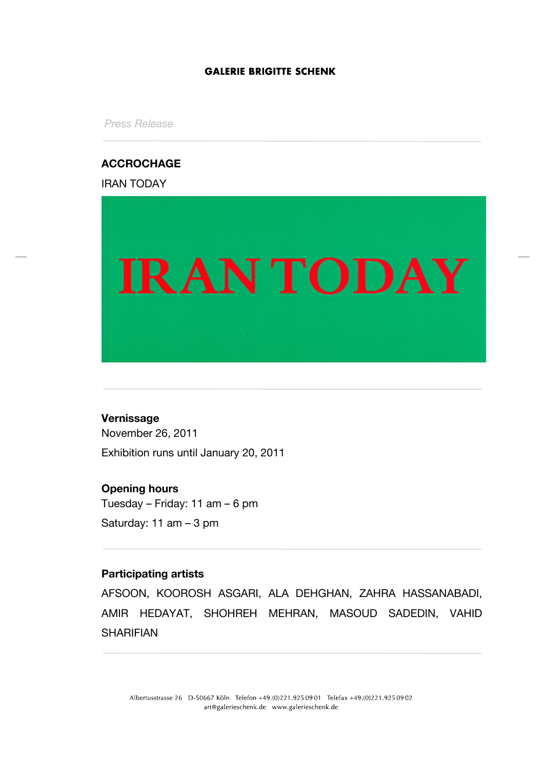GALERIE BRIGITTE SCHENK

*Press Release*

---

**ACCROCHAGE**

IRAN TODAY

IRAN TODAY

---

**Vernissage**

November 26, 2011

Exhibition runs until January 20, 2011

**Opening hours**

Tuesday – Friday: 11 am – 6 pm

Saturday: 11 am – 3 pm

---

**Participating artists**

AFSOON, KOOROSH ASGARI, ALA DEHGHAN, ZAHRA HASSANABADI, AMIR HEDAYAT, SHOHREH MEHRAN, MASOUD SADEDIN, VAHID SHARIFIAN

---

Albertusstrasse 26 D-50667 Köln Telefon +49.(0)221.925 09 01 Telefax +49.(0)221.925 09 02
art@galerieschenk.de www.galerieschenk.de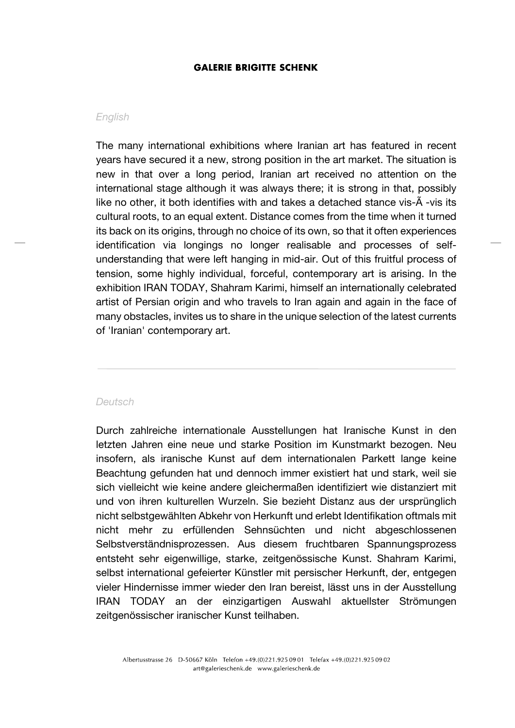**GALERIE BRIGITTE SCHENK**

*English*

The many international exhibitions where Iranian art has featured in recent years have secured it a new, strong position in the art market. The situation is new in that over a long period, Iranian art received no attention on the international stage although it was always there; it is strong in that, possibly like no other, it both identifies with and takes a detached stance vis-Ã -vis its cultural roots, to an equal extent. Distance comes from the time when it turned its back on its origins, through no choice of its own, so that it often experiences identification via longings no longer realisable and processes of self-understanding that were left hanging in mid-air. Out of this fruitful process of tension, some highly individual, forceful, contemporary art is arising. In the exhibition IRAN TODAY, Shahram Karimi, himself an internationally celebrated artist of Persian origin and who travels to Iran again and again in the face of many obstacles, invites us to share in the unique selection of the latest currents of 'Iranian' contemporary art.

---

*Deutsch*

Durch zahlreiche internationale Ausstellungen hat Iranische Kunst in den letzten Jahren eine neue und starke Position im Kunstmarkt bezogen. Neu insofern, als iranische Kunst auf dem internationalen Parkett lange keine Beachtung gefunden hat und dennoch immer existiert hat und stark, weil sie sich vielleicht wie keine andere gleichermaßen identifiziert wie distanziert mit und von ihren kulturellen Wurzeln. Sie bezieht Distanz aus der ursprünglich nicht selbstgewählten Abkehr von Herkunft und erlebt Identifikation oftmals mit nicht mehr zu erfüllenden Sehnsüchten und nicht abgeschlossenen Selbstverständnisprozessen. Aus diesem fruchtbaren Spannungsprozess entsteht sehr eigenwillige, starke, zeitgenössische Kunst. Shahram Karimi, selbst international gefeierter Künstler mit persischer Herkunft, der, entgegen vieler Hindernisse immer wieder den Iran bereist, lässt uns in der Ausstellung IRAN TODAY an der einzigartigen Auswahl aktuellster Strömungen zeitgenössischer iranischer Kunst teilhaben.

Albertusstrasse 26 D-50667 Köln Telefon +49.(0)221.925 09 01 Telefax +49.(0)221.925 09 02
art@galerieschenk.de www.galerieschenk.de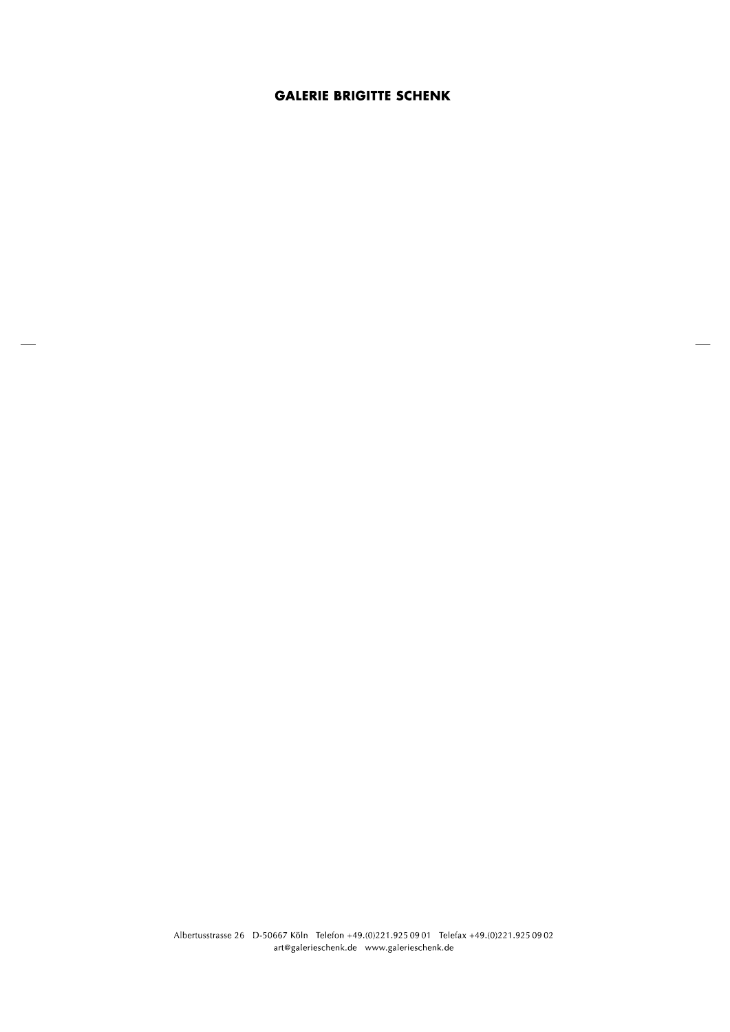**GALERIE BRIGITTE SCHENK**

Albertusstrasse 26 D-50667 Köln Telefon +49.(0)221.925 09 01 Telefax +49.(0)221.925 09 02
art@galerieschenk.de www.galerieschenk.de